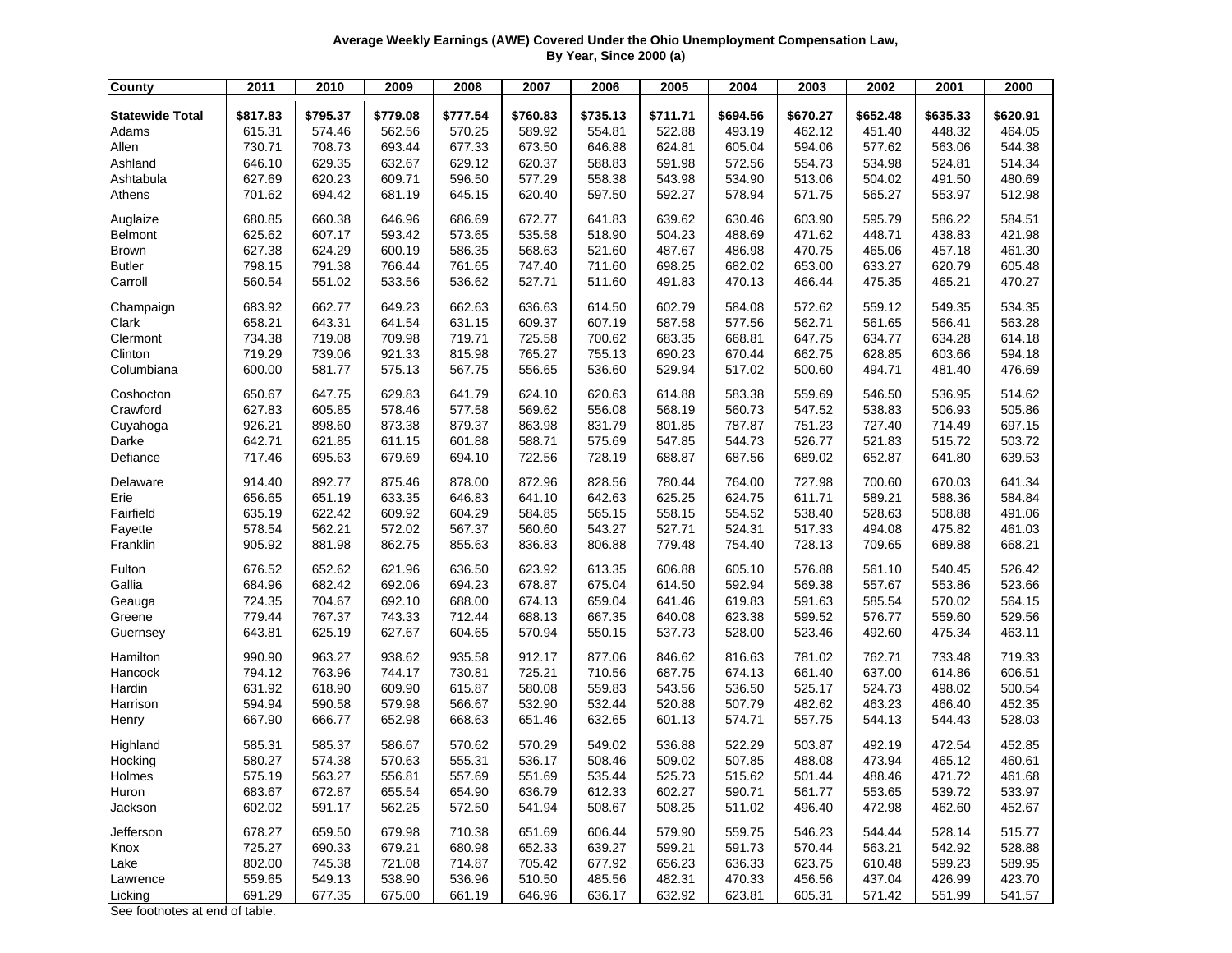**Average Weekly Earnings (AWE) Covered Under the Ohio Unemployment Compensation Law, By Year, Since 2000 (a)**

| County | 2011 | 2010 | 2009 | 2008 | 2007 | 2006 | 2005 | 2004 | 2003 | 2002 | 2001 | 2000 |
|---|---|---|---|---|---|---|---|---|---|---|---|---|
| **Statewide Total** | **$817.83** | **$795.37** | **$779.08** | **$777.54** | **$760.83** | **$735.13** | **$711.71** | **$694.56** | **$670.27** | **$652.48** | **$635.33** | **$620.91** |
| Adams | 615.31 | 574.46 | 562.56 | 570.25 | 589.92 | 554.81 | 522.88 | 493.19 | 462.12 | 451.40 | 448.32 | 464.05 |
| Allen | 730.71 | 708.73 | 693.44 | 677.33 | 673.50 | 646.88 | 624.81 | 605.04 | 594.06 | 577.62 | 563.06 | 544.38 |
| Ashland | 646.10 | 629.35 | 632.67 | 629.12 | 620.37 | 588.83 | 591.98 | 572.56 | 554.73 | 534.98 | 524.81 | 514.34 |
| Ashtabula | 627.69 | 620.23 | 609.71 | 596.50 | 577.29 | 558.38 | 543.98 | 534.90 | 513.06 | 504.02 | 491.50 | 480.69 |
| Athens | 701.62 | 694.42 | 681.19 | 645.15 | 620.40 | 597.50 | 592.27 | 578.94 | 571.75 | 565.27 | 553.97 | 512.98 |
| Auglaize | 680.85 | 660.38 | 646.96 | 686.69 | 672.77 | 641.83 | 639.62 | 630.46 | 603.90 | 595.79 | 586.22 | 584.51 |
| Belmont | 625.62 | 607.17 | 593.42 | 573.65 | 535.58 | 518.90 | 504.23 | 488.69 | 471.62 | 448.71 | 438.83 | 421.98 |
| Brown | 627.38 | 624.29 | 600.19 | 586.35 | 568.63 | 521.60 | 487.67 | 486.98 | 470.75 | 465.06 | 457.18 | 461.30 |
| Butler | 798.15 | 791.38 | 766.44 | 761.65 | 747.40 | 711.60 | 698.25 | 682.02 | 653.00 | 633.27 | 620.79 | 605.48 |
| Carroll | 560.54 | 551.02 | 533.56 | 536.62 | 527.71 | 511.60 | 491.83 | 470.13 | 466.44 | 475.35 | 465.21 | 470.27 |
| Champaign | 683.92 | 662.77 | 649.23 | 662.63 | 636.63 | 614.50 | 602.79 | 584.08 | 572.62 | 559.12 | 549.35 | 534.35 |
| Clark | 658.21 | 643.31 | 641.54 | 631.15 | 609.37 | 607.19 | 587.58 | 577.56 | 562.71 | 561.65 | 566.41 | 563.28 |
| Clermont | 734.38 | 719.08 | 709.98 | 719.71 | 725.58 | 700.62 | 683.35 | 668.81 | 647.75 | 634.77 | 634.28 | 614.18 |
| Clinton | 719.29 | 739.06 | 921.33 | 815.98 | 765.27 | 755.13 | 690.23 | 670.44 | 662.75 | 628.85 | 603.66 | 594.18 |
| Columbiana | 600.00 | 581.77 | 575.13 | 567.75 | 556.65 | 536.60 | 529.94 | 517.02 | 500.60 | 494.71 | 481.40 | 476.69 |
| Coshocton | 650.67 | 647.75 | 629.83 | 641.79 | 624.10 | 620.63 | 614.88 | 583.38 | 559.69 | 546.50 | 536.95 | 514.62 |
| Crawford | 627.83 | 605.85 | 578.46 | 577.58 | 569.62 | 556.08 | 568.19 | 560.73 | 547.52 | 538.83 | 506.93 | 505.86 |
| Cuyahoga | 926.21 | 898.60 | 873.38 | 879.37 | 863.98 | 831.79 | 801.85 | 787.87 | 751.23 | 727.40 | 714.49 | 697.15 |
| Darke | 642.71 | 621.85 | 611.15 | 601.88 | 588.71 | 575.69 | 547.85 | 544.73 | 526.77 | 521.83 | 515.72 | 503.72 |
| Defiance | 717.46 | 695.63 | 679.69 | 694.10 | 722.56 | 728.19 | 688.87 | 687.56 | 689.02 | 652.87 | 641.80 | 639.53 |
| Delaware | 914.40 | 892.77 | 875.46 | 878.00 | 872.96 | 828.56 | 780.44 | 764.00 | 727.98 | 700.60 | 670.03 | 641.34 |
| Erie | 656.65 | 651.19 | 633.35 | 646.83 | 641.10 | 642.63 | 625.25 | 624.75 | 611.71 | 589.21 | 588.36 | 584.84 |
| Fairfield | 635.19 | 622.42 | 609.92 | 604.29 | 584.85 | 565.15 | 558.15 | 554.52 | 538.40 | 528.63 | 508.88 | 491.06 |
| Fayette | 578.54 | 562.21 | 572.02 | 567.37 | 560.60 | 543.27 | 527.71 | 524.31 | 517.33 | 494.08 | 475.82 | 461.03 |
| Franklin | 905.92 | 881.98 | 862.75 | 855.63 | 836.83 | 806.88 | 779.48 | 754.40 | 728.13 | 709.65 | 689.88 | 668.21 |
| Fulton | 676.52 | 652.62 | 621.96 | 636.50 | 623.92 | 613.35 | 606.88 | 605.10 | 576.88 | 561.10 | 540.45 | 526.42 |
| Gallia | 684.96 | 682.42 | 692.06 | 694.23 | 678.87 | 675.04 | 614.50 | 592.94 | 569.38 | 557.67 | 553.86 | 523.66 |
| Geauga | 724.35 | 704.67 | 692.10 | 688.00 | 674.13 | 659.04 | 641.46 | 619.83 | 591.63 | 585.54 | 570.02 | 564.15 |
| Greene | 779.44 | 767.37 | 743.33 | 712.44 | 688.13 | 667.35 | 640.08 | 623.38 | 599.52 | 576.77 | 559.60 | 529.56 |
| Guernsey | 643.81 | 625.19 | 627.67 | 604.65 | 570.94 | 550.15 | 537.73 | 528.00 | 523.46 | 492.60 | 475.34 | 463.11 |
| Hamilton | 990.90 | 963.27 | 938.62 | 935.58 | 912.17 | 877.06 | 846.62 | 816.63 | 781.02 | 762.71 | 733.48 | 719.33 |
| Hancock | 794.12 | 763.96 | 744.17 | 730.81 | 725.21 | 710.56 | 687.75 | 674.13 | 661.40 | 637.00 | 614.86 | 606.51 |
| Hardin | 631.92 | 618.90 | 609.90 | 615.87 | 580.08 | 559.83 | 543.56 | 536.50 | 525.17 | 524.73 | 498.02 | 500.54 |
| Harrison | 594.94 | 590.58 | 579.98 | 566.67 | 532.90 | 532.44 | 520.88 | 507.79 | 482.62 | 463.23 | 466.40 | 452.35 |
| Henry | 667.90 | 666.77 | 652.98 | 668.63 | 651.46 | 632.65 | 601.13 | 574.71 | 557.75 | 544.13 | 544.43 | 528.03 |
| Highland | 585.31 | 585.37 | 586.67 | 570.62 | 570.29 | 549.02 | 536.88 | 522.29 | 503.87 | 492.19 | 472.54 | 452.85 |
| Hocking | 580.27 | 574.38 | 570.63 | 555.31 | 536.17 | 508.46 | 509.02 | 507.85 | 488.08 | 473.94 | 465.12 | 460.61 |
| Holmes | 575.19 | 563.27 | 556.81 | 557.69 | 551.69 | 535.44 | 525.73 | 515.62 | 501.44 | 488.46 | 471.72 | 461.68 |
| Huron | 683.67 | 672.87 | 655.54 | 654.90 | 636.79 | 612.33 | 602.27 | 590.71 | 561.77 | 553.65 | 539.72 | 533.97 |
| Jackson | 602.02 | 591.17 | 562.25 | 572.50 | 541.94 | 508.67 | 508.25 | 511.02 | 496.40 | 472.98 | 462.60 | 452.67 |
| Jefferson | 678.27 | 659.50 | 679.98 | 710.38 | 651.69 | 606.44 | 579.90 | 559.75 | 546.23 | 544.44 | 528.14 | 515.77 |
| Knox | 725.27 | 690.33 | 679.21 | 680.98 | 652.33 | 639.27 | 599.21 | 591.73 | 570.44 | 563.21 | 542.92 | 528.88 |
| Lake | 802.00 | 745.38 | 721.08 | 714.87 | 705.42 | 677.92 | 656.23 | 636.33 | 623.75 | 610.48 | 599.23 | 589.95 |
| Lawrence | 559.65 | 549.13 | 538.90 | 536.96 | 510.50 | 485.56 | 482.31 | 470.33 | 456.56 | 437.04 | 426.99 | 423.70 |
| Licking | 691.29 | 677.35 | 675.00 | 661.19 | 646.96 | 636.17 | 632.92 | 623.81 | 605.31 | 571.42 | 551.99 | 541.57 |

See footnotes at end of table.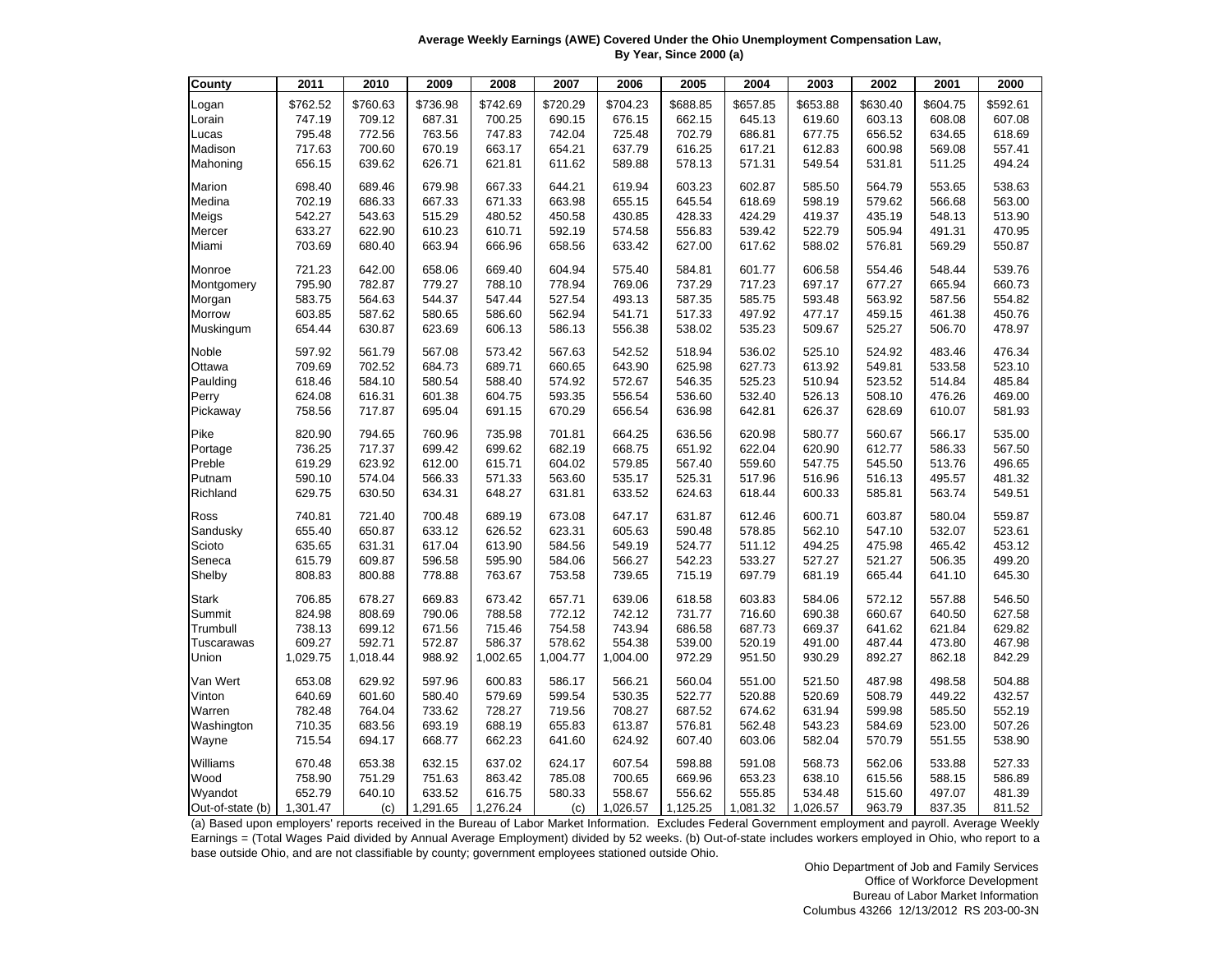**Average Weekly Earnings (AWE) Covered Under the Ohio Unemployment Compensation Law, By Year, Since 2000 (a)**

| County | 2011 | 2010 | 2009 | 2008 | 2007 | 2006 | 2005 | 2004 | 2003 | 2002 | 2001 | 2000 |
|---|---|---|---|---|---|---|---|---|---|---|---|---|
| Logan | $762.52 | $760.63 | $736.98 | $742.69 | $720.29 | $704.23 | $688.85 | $657.85 | $653.88 | $630.40 | $604.75 | $592.61 |
| Lorain | 747.19 | 709.12 | 687.31 | 700.25 | 690.15 | 676.15 | 662.15 | 645.13 | 619.60 | 603.13 | 608.08 | 607.08 |
| Lucas | 795.48 | 772.56 | 763.56 | 747.83 | 742.04 | 725.48 | 702.79 | 686.81 | 677.75 | 656.52 | 634.65 | 618.69 |
| Madison | 717.63 | 700.60 | 670.19 | 663.17 | 654.21 | 637.79 | 616.25 | 617.21 | 612.83 | 600.98 | 569.08 | 557.41 |
| Mahoning | 656.15 | 639.62 | 626.71 | 621.81 | 611.62 | 589.88 | 578.13 | 571.31 | 549.54 | 531.81 | 511.25 | 494.24 |
| Marion | 698.40 | 689.46 | 679.98 | 667.33 | 644.21 | 619.94 | 603.23 | 602.87 | 585.50 | 564.79 | 553.65 | 538.63 |
| Medina | 702.19 | 686.33 | 667.33 | 671.33 | 663.98 | 655.15 | 645.54 | 618.69 | 598.19 | 579.62 | 566.68 | 563.00 |
| Meigs | 542.27 | 543.63 | 515.29 | 480.52 | 450.58 | 430.85 | 428.33 | 424.29 | 419.37 | 435.19 | 548.13 | 513.90 |
| Mercer | 633.27 | 622.90 | 610.23 | 610.71 | 592.19 | 574.58 | 556.83 | 539.42 | 522.79 | 505.94 | 491.31 | 470.95 |
| Miami | 703.69 | 680.40 | 663.94 | 666.96 | 658.56 | 633.42 | 627.00 | 617.62 | 588.02 | 576.81 | 569.29 | 550.87 |
| Monroe | 721.23 | 642.00 | 658.06 | 669.40 | 604.94 | 575.40 | 584.81 | 601.77 | 606.58 | 554.46 | 548.44 | 539.76 |
| Montgomery | 795.90 | 782.87 | 779.27 | 788.10 | 778.94 | 769.06 | 737.29 | 717.23 | 697.17 | 677.27 | 665.94 | 660.73 |
| Morgan | 583.75 | 564.63 | 544.37 | 547.44 | 527.54 | 493.13 | 587.35 | 585.75 | 593.48 | 563.92 | 587.56 | 554.82 |
| Morrow | 603.85 | 587.62 | 580.65 | 586.60 | 562.94 | 541.71 | 517.33 | 497.92 | 477.17 | 459.15 | 461.38 | 450.76 |
| Muskingum | 654.44 | 630.87 | 623.69 | 606.13 | 586.13 | 556.38 | 538.02 | 535.23 | 509.67 | 525.27 | 506.70 | 478.97 |
| Noble | 597.92 | 561.79 | 567.08 | 573.42 | 567.63 | 542.52 | 518.94 | 536.02 | 525.10 | 524.92 | 483.46 | 476.34 |
| Ottawa | 709.69 | 702.52 | 684.73 | 689.71 | 660.65 | 643.90 | 625.98 | 627.73 | 613.92 | 549.81 | 533.58 | 523.10 |
| Paulding | 618.46 | 584.10 | 580.54 | 588.40 | 574.92 | 572.67 | 546.35 | 525.23 | 510.94 | 523.52 | 514.84 | 485.84 |
| Perry | 624.08 | 616.31 | 601.38 | 604.75 | 593.35 | 556.54 | 536.60 | 532.40 | 526.13 | 508.10 | 476.26 | 469.00 |
| Pickaway | 758.56 | 717.87 | 695.04 | 691.15 | 670.29 | 656.54 | 636.98 | 642.81 | 626.37 | 628.69 | 610.07 | 581.93 |
| Pike | 820.90 | 794.65 | 760.96 | 735.98 | 701.81 | 664.25 | 636.56 | 620.98 | 580.77 | 560.67 | 566.17 | 535.00 |
| Portage | 736.25 | 717.37 | 699.42 | 699.62 | 682.19 | 668.75 | 651.92 | 622.04 | 620.90 | 612.77 | 586.33 | 567.50 |
| Preble | 619.29 | 623.92 | 612.00 | 615.71 | 604.02 | 579.85 | 567.40 | 559.60 | 547.75 | 545.50 | 513.76 | 496.65 |
| Putnam | 590.10 | 574.04 | 566.33 | 571.33 | 563.60 | 535.17 | 525.31 | 517.96 | 516.96 | 516.13 | 495.57 | 481.32 |
| Richland | 629.75 | 630.50 | 634.31 | 648.27 | 631.81 | 633.52 | 624.63 | 618.44 | 600.33 | 585.81 | 563.74 | 549.51 |
| Ross | 740.81 | 721.40 | 700.48 | 689.19 | 673.08 | 647.17 | 631.87 | 612.46 | 600.71 | 603.87 | 580.04 | 559.87 |
| Sandusky | 655.40 | 650.87 | 633.12 | 626.52 | 623.31 | 605.63 | 590.48 | 578.85 | 562.10 | 547.10 | 532.07 | 523.61 |
| Scioto | 635.65 | 631.31 | 617.04 | 613.90 | 584.56 | 549.19 | 524.77 | 511.12 | 494.25 | 475.98 | 465.42 | 453.12 |
| Seneca | 615.79 | 609.87 | 596.58 | 595.90 | 584.06 | 566.27 | 542.23 | 533.27 | 527.27 | 521.27 | 506.35 | 499.20 |
| Shelby | 808.83 | 800.88 | 778.88 | 763.67 | 753.58 | 739.65 | 715.19 | 697.79 | 681.19 | 665.44 | 641.10 | 645.30 |
| Stark | 706.85 | 678.27 | 669.83 | 673.42 | 657.71 | 639.06 | 618.58 | 603.83 | 584.06 | 572.12 | 557.88 | 546.50 |
| Summit | 824.98 | 808.69 | 790.06 | 788.58 | 772.12 | 742.12 | 731.77 | 716.60 | 690.38 | 660.67 | 640.50 | 627.58 |
| Trumbull | 738.13 | 699.12 | 671.56 | 715.46 | 754.58 | 743.94 | 686.58 | 687.73 | 669.37 | 641.62 | 621.84 | 629.82 |
| Tuscarawas | 609.27 | 592.71 | 572.87 | 586.37 | 578.62 | 554.38 | 539.00 | 520.19 | 491.00 | 487.44 | 473.80 | 467.98 |
| Union | 1,029.75 | 1,018.44 | 988.92 | 1,002.65 | 1,004.77 | 1,004.00 | 972.29 | 951.50 | 930.29 | 892.27 | 862.18 | 842.29 |
| Van Wert | 653.08 | 629.92 | 597.96 | 600.83 | 586.17 | 566.21 | 560.04 | 551.00 | 521.50 | 487.98 | 498.58 | 504.88 |
| Vinton | 640.69 | 601.60 | 580.40 | 579.69 | 599.54 | 530.35 | 522.77 | 520.88 | 520.69 | 508.79 | 449.22 | 432.57 |
| Warren | 782.48 | 764.04 | 733.62 | 728.27 | 719.56 | 708.27 | 687.52 | 674.62 | 631.94 | 599.98 | 585.50 | 552.19 |
| Washington | 710.35 | 683.56 | 693.19 | 688.19 | 655.83 | 613.87 | 576.81 | 562.48 | 543.23 | 584.69 | 523.00 | 507.26 |
| Wayne | 715.54 | 694.17 | 668.77 | 662.23 | 641.60 | 624.92 | 607.40 | 603.06 | 582.04 | 570.79 | 551.55 | 538.90 |
| Williams | 670.48 | 653.38 | 632.15 | 637.02 | 624.17 | 607.54 | 598.88 | 591.08 | 568.73 | 562.06 | 533.88 | 527.33 |
| Wood | 758.90 | 751.29 | 751.63 | 863.42 | 785.08 | 700.65 | 669.96 | 653.23 | 638.10 | 615.56 | 588.15 | 586.89 |
| Wyandot | 652.79 | 640.10 | 633.52 | 616.75 | 580.33 | 558.67 | 556.62 | 555.85 | 534.48 | 515.60 | 497.07 | 481.39 |
| Out-of-state (b) | 1,301.47 | (c) | 1,291.65 | 1,276.24 | (c) | 1,026.57 | 1,125.25 | 1,081.32 | 1,026.57 | 963.79 | 837.35 | 811.52 |

(a) Based upon employers' reports received in the Bureau of Labor Market Information. Excludes Federal Government employment and payroll. Average Weekly Earnings = (Total Wages Paid divided by Annual Average Employment) divided by 52 weeks. (b) Out-of-state includes workers employed in Ohio, who report to a base outside Ohio, and are not classifiable by county; government employees stationed outside Ohio.

Ohio Department of Job and Family Services
Office of Workforce Development
Bureau of Labor Market Information
Columbus 43266 12/13/2012 RS 203-00-3N